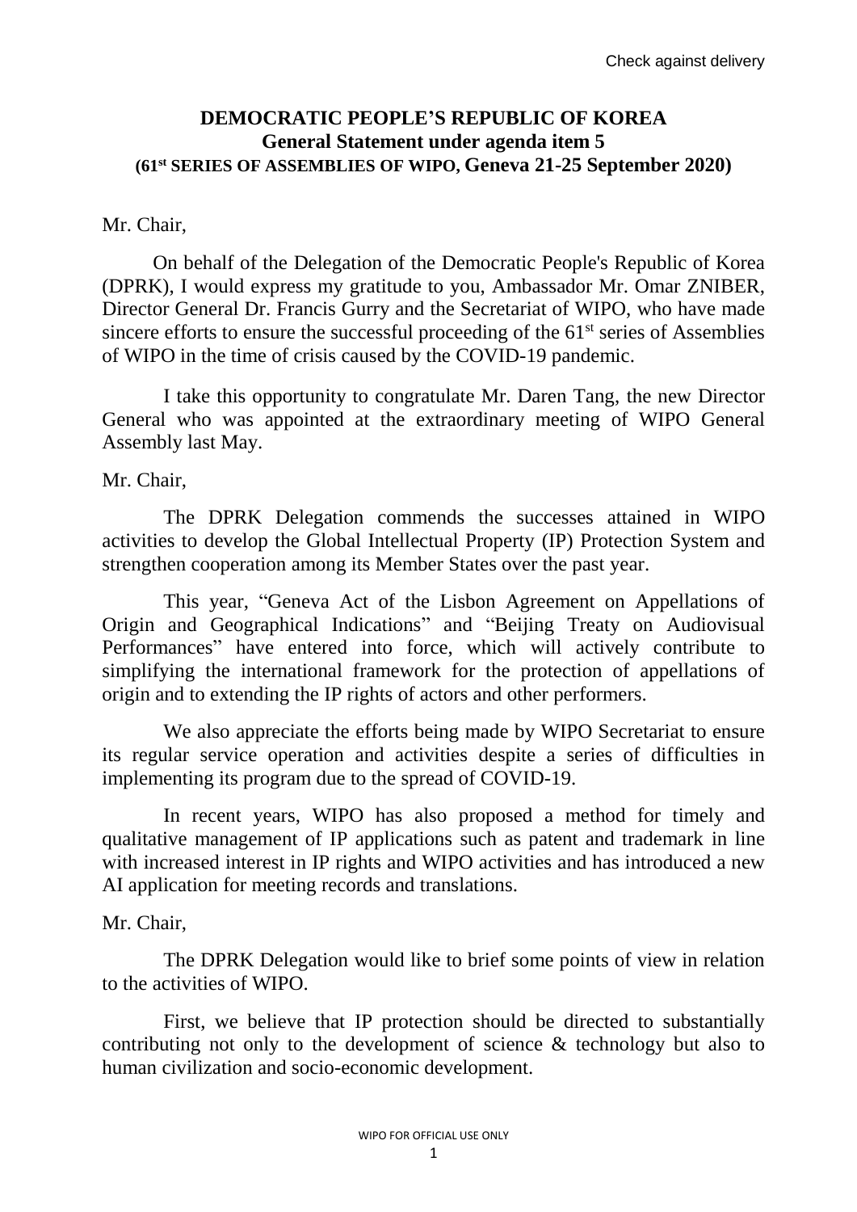Check against delivery

**DEMOCRATIC PEOPLE'S REPUBLIC OF KOREA**
**General Statement under agenda item 5**
**(61st SERIES OF ASSEMBLIES OF WIPO, Geneva 21-25 September 2020)**

Mr. Chair,

On behalf of the Delegation of the Democratic People's Republic of Korea (DPRK), I would express my gratitude to you, Ambassador Mr. Omar ZNIBER, Director General Dr. Francis Gurry and the Secretariat of WIPO, who have made sincere efforts to ensure the successful proceeding of the 61st series of Assemblies of WIPO in the time of crisis caused by the COVID-19 pandemic.

I take this opportunity to congratulate Mr. Daren Tang, the new Director General who was appointed at the extraordinary meeting of WIPO General Assembly last May.

Mr. Chair,

The DPRK Delegation commends the successes attained in WIPO activities to develop the Global Intellectual Property (IP) Protection System and strengthen cooperation among its Member States over the past year.

This year, "Geneva Act of the Lisbon Agreement on Appellations of Origin and Geographical Indications" and "Beijing Treaty on Audiovisual Performances" have entered into force, which will actively contribute to simplifying the international framework for the protection of appellations of origin and to extending the IP rights of actors and other performers.

We also appreciate the efforts being made by WIPO Secretariat to ensure its regular service operation and activities despite a series of difficulties in implementing its program due to the spread of COVID-19.

In recent years, WIPO has also proposed a method for timely and qualitative management of IP applications such as patent and trademark in line with increased interest in IP rights and WIPO activities and has introduced a new AI application for meeting records and translations.

Mr. Chair,

The DPRK Delegation would like to brief some points of view in relation to the activities of WIPO.

First, we believe that IP protection should be directed to substantially contributing not only to the development of science & technology but also to human civilization and socio-economic development.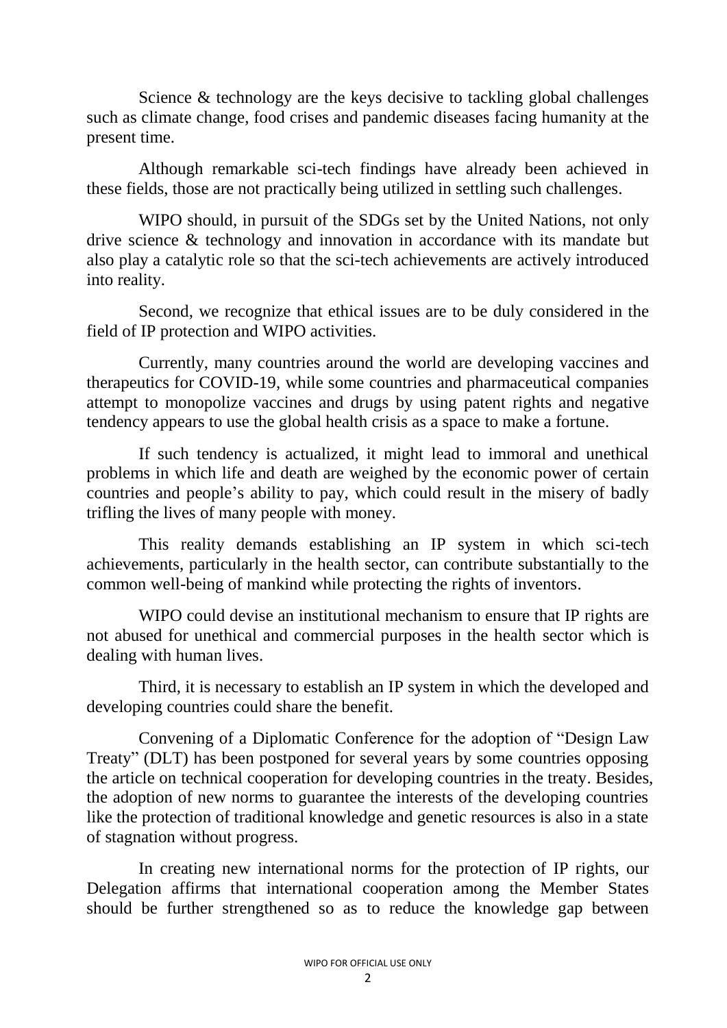Science & technology are the keys decisive to tackling global challenges such as climate change, food crises and pandemic diseases facing humanity at the present time.

Although remarkable sci-tech findings have already been achieved in these fields, those are not practically being utilized in settling such challenges.

WIPO should, in pursuit of the SDGs set by the United Nations, not only drive science & technology and innovation in accordance with its mandate but also play a catalytic role so that the sci-tech achievements are actively introduced into reality.

Second, we recognize that ethical issues are to be duly considered in the field of IP protection and WIPO activities.

Currently, many countries around the world are developing vaccines and therapeutics for COVID-19, while some countries and pharmaceutical companies attempt to monopolize vaccines and drugs by using patent rights and negative tendency appears to use the global health crisis as a space to make a fortune.

If such tendency is actualized, it might lead to immoral and unethical problems in which life and death are weighed by the economic power of certain countries and people's ability to pay, which could result in the misery of badly trifling the lives of many people with money.

This reality demands establishing an IP system in which sci-tech achievements, particularly in the health sector, can contribute substantially to the common well-being of mankind while protecting the rights of inventors.

WIPO could devise an institutional mechanism to ensure that IP rights are not abused for unethical and commercial purposes in the health sector which is dealing with human lives.

Third, it is necessary to establish an IP system in which the developed and developing countries could share the benefit.

Convening of a Diplomatic Conference for the adoption of "Design Law Treaty" (DLT) has been postponed for several years by some countries opposing the article on technical cooperation for developing countries in the treaty. Besides, the adoption of new norms to guarantee the interests of the developing countries like the protection of traditional knowledge and genetic resources is also in a state of stagnation without progress.

In creating new international norms for the protection of IP rights, our Delegation affirms that international cooperation among the Member States should be further strengthened so as to reduce the knowledge gap between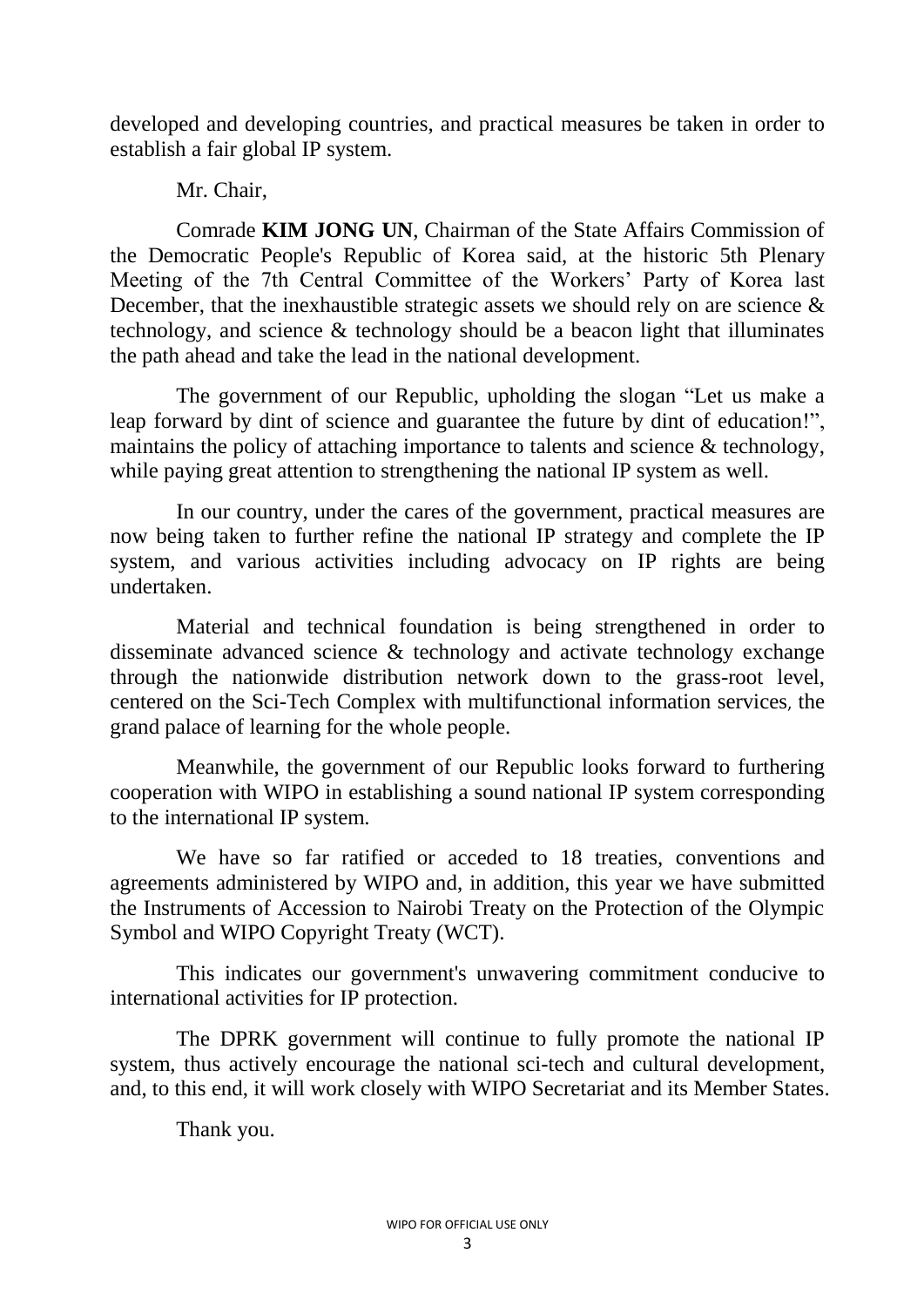developed and developing countries, and practical measures be taken in order to establish a fair global IP system.

Mr. Chair,

Comrade **KIM JONG UN**, Chairman of the State Affairs Commission of the Democratic People's Republic of Korea said, at the historic 5th Plenary Meeting of the 7th Central Committee of the Workers' Party of Korea last December, that the inexhaustible strategic assets we should rely on are science & technology, and science & technology should be a beacon light that illuminates the path ahead and take the lead in the national development.

The government of our Republic, upholding the slogan "Let us make a leap forward by dint of science and guarantee the future by dint of education!", maintains the policy of attaching importance to talents and science & technology, while paying great attention to strengthening the national IP system as well.

In our country, under the cares of the government, practical measures are now being taken to further refine the national IP strategy and complete the IP system, and various activities including advocacy on IP rights are being undertaken.

Material and technical foundation is being strengthened in order to disseminate advanced science & technology and activate technology exchange through the nationwide distribution network down to the grass-root level, centered on the Sci-Tech Complex with multifunctional information services, the grand palace of learning for the whole people.

Meanwhile, the government of our Republic looks forward to furthering cooperation with WIPO in establishing a sound national IP system corresponding to the international IP system.

We have so far ratified or acceded to 18 treaties, conventions and agreements administered by WIPO and, in addition, this year we have submitted the Instruments of Accession to Nairobi Treaty on the Protection of the Olympic Symbol and WIPO Copyright Treaty (WCT).

This indicates our government's unwavering commitment conducive to international activities for IP protection.

The DPRK government will continue to fully promote the national IP system, thus actively encourage the national sci-tech and cultural development, and, to this end, it will work closely with WIPO Secretariat and its Member States.

Thank you.